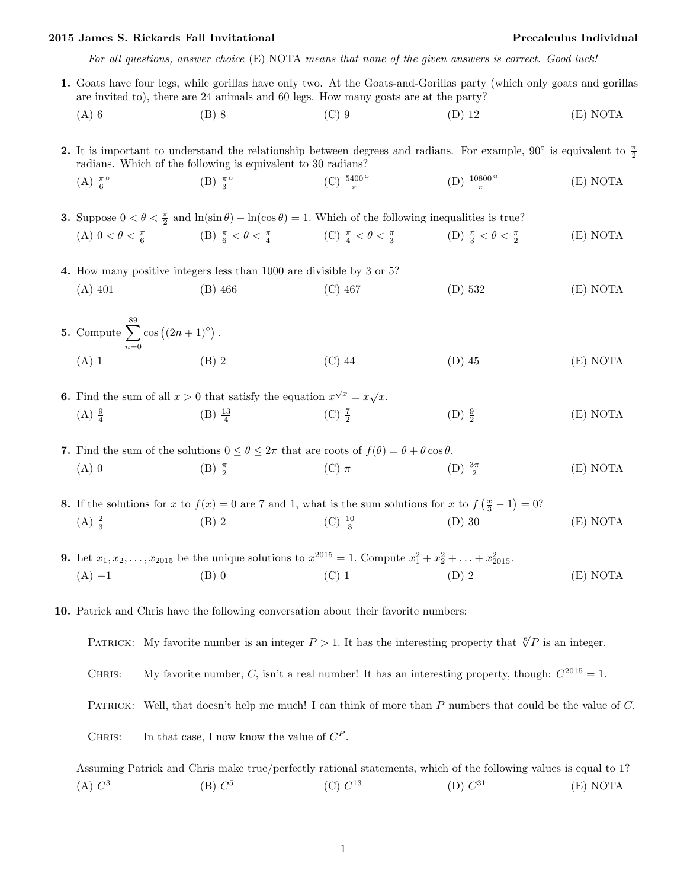*For all questions, answer choice* (E) NOTA *means that none of the given answers is correct. Good luck!*

**1.** Goats have four legs, while gorillas have only two. At the Goats-and-Gorillas party (which only goats and gorillas are invited to), there are 24 animals and 60 legs. How many goats are at the party?

(A) 6 (B) 8 (C) 9 (D) 12 (E) NOTA

**2.** It is important to understand the relationship between degrees and radians. For example, $90^\circ$ is equivalent to $\frac{\pi}{2}$ radians. Which of the following is equivalent to 30 radians?

(A) $\frac{\pi}{6}^\circ$ (B) $\frac{\pi}{3}^\circ$ (C) $\frac{5400}{\pi}^\circ$ (D) $\frac{10800}{\pi}^\circ$ (E) NOTA

**3.** Suppose $0 < \theta < \frac{\pi}{2}$ and $\ln(\sin\theta) - \ln(\cos\theta) = 1$. Which of the following inequalities is true?

(A) $0 < \theta < \frac{\pi}{6}$ (B) $\frac{\pi}{6} < \theta < \frac{\pi}{4}$ (C) $\frac{\pi}{4} < \theta < \frac{\pi}{3}$ (D) $\frac{\pi}{3} < \theta < \frac{\pi}{2}$ (E) NOTA

**4.** How many positive integers less than 1000 are divisible by 3 or 5?

(A) 401 (B) 466 (C) 467 (D) 532 (E) NOTA

**5.** Compute $\displaystyle\sum_{n=0}^{89} \cos\left((2n+1)^\circ\right)$.

(A) 1 (B) 2 (C) 44 (D) 45 (E) NOTA

**6.** Find the sum of all $x > 0$ that satisfy the equation $x^{\sqrt{x}} = x\sqrt{x}$.

(A) $\frac{9}{4}$ (B) $\frac{13}{4}$ (C) $\frac{7}{2}$ (D) $\frac{9}{2}$ (E) NOTA

**7.** Find the sum of the solutions $0 \le \theta \le 2\pi$ that are roots of $f(\theta) = \theta + \theta\cos\theta$.

(A) 0 (B) $\frac{\pi}{2}$ (C) $\pi$ (D) $\frac{3\pi}{2}$ (E) NOTA

**8.** If the solutions for $x$ to $f(x) = 0$ are 7 and 1, what is the sum solutions for $x$ to $f\left(\frac{x}{3} - 1\right) = 0$?

(A) $\frac{2}{3}$ (B) 2 (C) $\frac{10}{3}$ (D) 30 (E) NOTA

**9.** Let $x_1, x_2, \ldots, x_{2015}$ be the unique solutions to $x^{2015} = 1$. Compute $x_1^2 + x_2^2 + \ldots + x_{2015}^2$.

(A) $-1$ (B) 0 (C) 1 (D) 2 (E) NOTA

**10.** Patrick and Chris have the following conversation about their favorite numbers:

PATRICK: My favorite number is an integer $P > 1$. It has the interesting property that $\sqrt[6]{P}$ is an integer.

CHRIS: My favorite number, $C$, isn't a real number! It has an interesting property, though: $C^{2015} = 1$.

PATRICK: Well, that doesn't help me much! I can think of more than $P$ numbers that could be the value of $C$.

CHRIS: In that case, I now know the value of $C^P$.

Assuming Patrick and Chris make true/perfectly rational statements, which of the following values is equal to 1?

(A) $C^3$ (B) $C^5$ (C) $C^{13}$ (D) $C^{31}$ (E) NOTA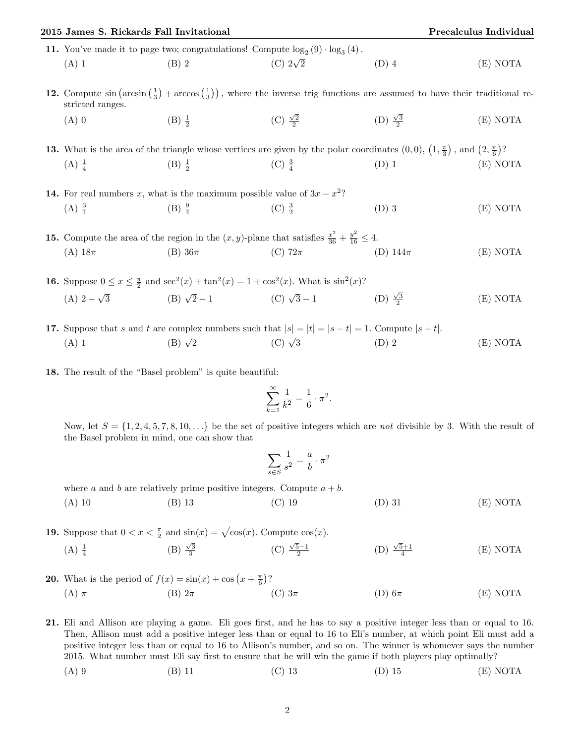**11.** You've made it to page two; congratulations! Compute $\log_2(9) \cdot \log_3(4)$.

(A) 1 (B) 2 (C) $2\sqrt{2}$ (D) 4 (E) NOTA

**12.** Compute $\sin\left(\arcsin\left(\frac{1}{3}\right) + \arccos\left(\frac{1}{3}\right)\right)$, where the inverse trig functions are assumed to have their traditional restricted ranges.

(A) 0 (B) $\frac{1}{2}$ (C) $\frac{\sqrt{2}}{2}$ (D) $\frac{\sqrt{3}}{2}$ (E) NOTA

**13.** What is the area of the triangle whose vertices are given by the polar coordinates $(0,0)$, $\left(1, \frac{\pi}{3}\right)$, and $\left(2, \frac{\pi}{6}\right)$?

(A) $\frac{1}{4}$ (B) $\frac{1}{2}$ (C) $\frac{3}{4}$ (D) 1 (E) NOTA

**14.** For real numbers $x$, what is the maximum possible value of $3x - x^2$?

(A) $\frac{3}{4}$ (B) $\frac{9}{4}$ (C) $\frac{3}{2}$ (D) 3 (E) NOTA

**15.** Compute the area of the region in the $(x,y)$-plane that satisfies $\frac{x^2}{36} + \frac{y^2}{16} \leq 4$.

(A) $18\pi$ (B) $36\pi$ (C) $72\pi$ (D) $144\pi$ (E) NOTA

**16.** Suppose $0 \leq x \leq \frac{\pi}{2}$ and $\sec^2(x) + \tan^2(x) = 1 + \cos^2(x)$. What is $\sin^2(x)$?

(A) $2 - \sqrt{3}$ (B) $\sqrt{2} - 1$ (C) $\sqrt{3} - 1$ (D) $\frac{\sqrt{3}}{2}$ (E) NOTA

**17.** Suppose that $s$ and $t$ are complex numbers such that $|s| = |t| = |s - t| = 1$. Compute $|s + t|$.

(A) 1 (B) $\sqrt{2}$ (C) $\sqrt{3}$ (D) 2 (E) NOTA

**18.** The result of the "Basel problem" is quite beautiful:

$$\sum_{k=1}^{\infty} \frac{1}{k^2} = \frac{1}{6} \cdot \pi^2.$$

Now, let $S = \{1, 2, 4, 5, 7, 8, 10, \ldots\}$ be the set of positive integers which are *not* divisible by 3. With the result of the Basel problem in mind, one can show that

$$\sum_{s \in S} \frac{1}{s^2} = \frac{a}{b} \cdot \pi^2$$

where $a$ and $b$ are relatively prime positive integers. Compute $a + b$.

(A) 10 (B) 13 (C) 19 (D) 31 (E) NOTA

**19.** Suppose that $0 < x < \frac{\pi}{2}$ and $\sin(x) = \sqrt{\cos(x)}$. Compute $\cos(x)$.

(A) $\frac{1}{4}$ (B) $\frac{\sqrt{3}}{3}$ (C) $\frac{\sqrt{5}-1}{2}$ (D) $\frac{\sqrt{5}+1}{4}$ (E) NOTA

**20.** What is the period of $f(x) = \sin(x) + \cos\left(x + \frac{\pi}{6}\right)$?

(A) $\pi$ (B) $2\pi$ (C) $3\pi$ (D) $6\pi$ (E) NOTA

**21.** Eli and Allison are playing a game. Eli goes first, and he has to say a positive integer less than or equal to 16. Then, Allison must add a positive integer less than or equal to 16 to Eli's number, at which point Eli must add a positive integer less than or equal to 16 to Allison's number, and so on. The winner is whomever says the number 2015. What number must Eli say first to ensure that he will win the game if both players play optimally?

(A) 9 (B) 11 (C) 13 (D) 15 (E) NOTA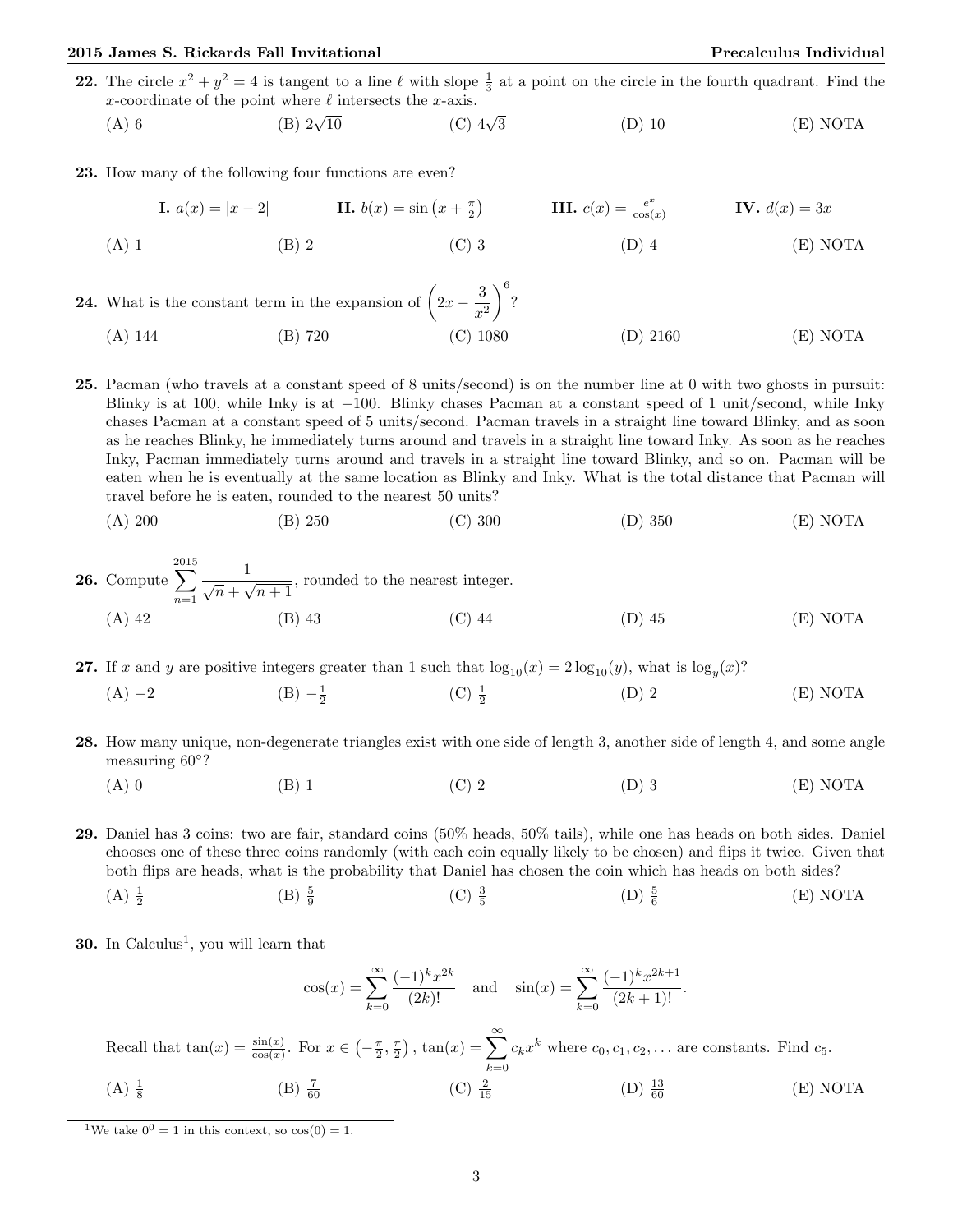**22.** The circle $x^2 + y^2 = 4$ is tangent to a line $\ell$ with slope $\frac{1}{3}$ at a point on the circle in the fourth quadrant. Find the $x$-coordinate of the point where $\ell$ intersects the $x$-axis.

(A) 6 (B) $2\sqrt{10}$ (C) $4\sqrt{3}$ (D) 10 (E) NOTA

**23.** How many of the following four functions are even?

**I.** $a(x) = |x - 2|$ **II.** $b(x) = \sin\left(x + \frac{\pi}{2}\right)$ **III.** $c(x) = \frac{e^x}{\cos(x)}$ **IV.** $d(x) = 3x$

(A) 1 (B) 2 (C) 3 (D) 4 (E) NOTA

**24.** What is the constant term in the expansion of $\left(2x - \dfrac{3}{x^2}\right)^6$?

(A) 144 (B) 720 (C) 1080 (D) 2160 (E) NOTA

**25.** Pacman (who travels at a constant speed of 8 units/second) is on the number line at 0 with two ghosts in pursuit: Blinky is at 100, while Inky is at −100. Blinky chases Pacman at a constant speed of 1 unit/second, while Inky chases Pacman at a constant speed of 5 units/second. Pacman travels in a straight line toward Blinky, and as soon as he reaches Blinky, he immediately turns around and travels in a straight line toward Inky. As soon as he reaches Inky, Pacman immediately turns around and travels in a straight line toward Blinky, and so on. Pacman will be eaten when he is eventually at the same location as Blinky and Inky. What is the total distance that Pacman will travel before he is eaten, rounded to the nearest 50 units?

(A) 200 (B) 250 (C) 300 (D) 350 (E) NOTA

**26.** Compute $\displaystyle\sum_{n=1}^{2015} \frac{1}{\sqrt{n} + \sqrt{n+1}}$, rounded to the nearest integer.

(A) 42 (B) 43 (C) 44 (D) 45 (E) NOTA

**27.** If $x$ and $y$ are positive integers greater than 1 such that $\log_{10}(x) = 2\log_{10}(y)$, what is $\log_y(x)$?

(A) $-2$ (B) $-\frac{1}{2}$ (C) $\frac{1}{2}$ (D) 2 (E) NOTA

**28.** How many unique, non-degenerate triangles exist with one side of length 3, another side of length 4, and some angle measuring $60^\circ$?

(A) 0 (B) 1 (C) 2 (D) 3 (E) NOTA

**29.** Daniel has 3 coins: two are fair, standard coins (50% heads, 50% tails), while one has heads on both sides. Daniel chooses one of these three coins randomly (with each coin equally likely to be chosen) and flips it twice. Given that both flips are heads, what is the probability that Daniel has chosen the coin which has heads on both sides?

(A) $\frac{1}{2}$ (B) $\frac{5}{9}$ (C) $\frac{3}{5}$ (D) $\frac{5}{6}$ (E) NOTA

**30.** In Calculus[1], you will learn that

$$\cos(x) = \sum_{k=0}^{\infty} \frac{(-1)^k x^{2k}}{(2k)!} \quad \text{and} \quad \sin(x) = \sum_{k=0}^{\infty} \frac{(-1)^k x^{2k+1}}{(2k+1)!}.$$

Recall that $\tan(x) = \frac{\sin(x)}{\cos(x)}$. For $x \in \left(-\frac{\pi}{2}, \frac{\pi}{2}\right)$, $\tan(x) = \displaystyle\sum_{k=0}^{\infty} c_k x^k$ where $c_0, c_1, c_2, \ldots$ are constants. Find $c_5$.

(A) $\frac{1}{8}$ (B) $\frac{7}{60}$ (C) $\frac{2}{15}$ (D) $\frac{13}{60}$ (E) NOTA

[1] We take $0^0 = 1$ in this context, so $\cos(0) = 1$.